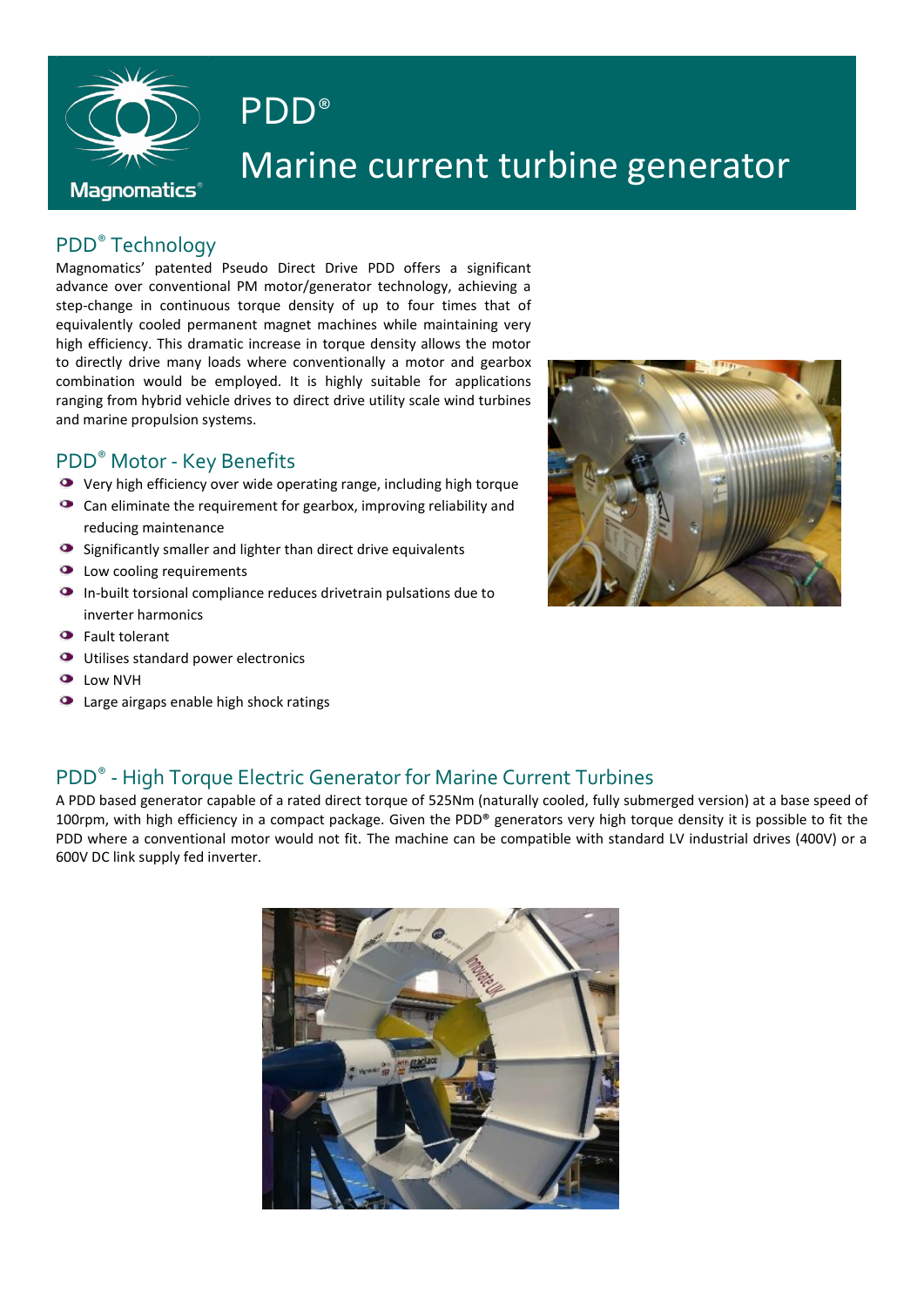# PDD®

# Marine current turbine generator

## PDD® Technology

Magnomatics' patented Pseudo Direct Drive PDD offers a significant advance over conventional PM motor/generator technology, achieving a step-change in continuous torque density of up to four times that of equivalently cooled permanent magnet machines while maintaining very high efficiency. This dramatic increase in torque density allows the motor to directly drive many loads where conventionally a motor and gearbox combination would be employed. It is highly suitable for applications ranging from hybrid vehicle drives to direct drive utility scale wind turbines and marine propulsion systems.

## PDD® Motor - Key Benefits

- Very high efficiency over wide operating range, including high torque
- Can eliminate the requirement for gearbox, improving reliability and reducing maintenance
- Significantly smaller and lighter than direct drive equivalents
- Low cooling requirements
- In-built torsional compliance reduces drivetrain pulsations due to inverter harmonics
- Fault tolerant
- Utilises standard power electronics
- Low NVH
- Large airgaps enable high shock ratings

## PDD® - High Torque Electric Generator for Marine Current Turbines

A PDD based generator capable of a rated direct torque of 525Nm (naturally cooled, fully submerged version) at a base speed of 100rpm, with high efficiency in a compact package. Given the PDD® generators very high torque density it is possible to fit the PDD where a conventional motor would not fit. The machine can be compatible with standard LV industrial drives (400V) or a 600V DC link supply fed inverter.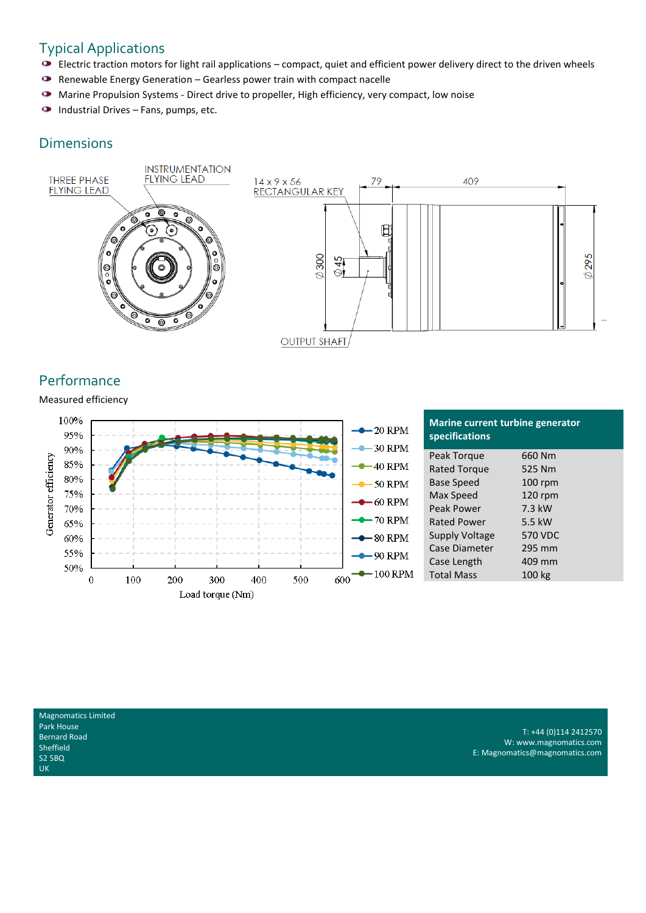## Typical Applications

- Electric traction motors for light rail applications – compact, quiet and efficient power delivery direct to the driven wheels
- Renewable Energy Generation – Gearless power train with compact nacelle
- Marine Propulsion Systems - Direct drive to propeller, High efficiency, very compact, low noise
- Industrial Drives – Fans, pumps, etc.

## Dimensions

THREE PHASE FLYING LEAD

INSTRUMENTATION FLYING LEAD

14 x 9 x 56 RECTANGULAR KEY

79

409

⌀300

⌀45

⌀295

OUTPUT SHAFT

## Performance

Measured efficiency

Generator efficiency

100%
95%
90%
85%
80%
75%
70%
65%
60%
55%
50%

0 100 200 300 400 500 600

Load torque (Nm)

20 RPM
30 RPM
40 RPM
50 RPM
60 RPM
70 RPM
80 RPM
90 RPM
100 RPM

| Marine current turbine generator specifications | |
|---|---|
| Peak Torque | 660 Nm |
| Rated Torque | 525 Nm |
| Base Speed | 100 rpm |
| Max Speed | 120 rpm |
| Peak Power | 7.3 kW |
| Rated Power | 5.5 kW |
| Supply Voltage | 570 VDC |
| Case Diameter | 295 mm |
| Case Length | 409 mm |
| Total Mass | 100 kg |

Magnomatics Limited
Park House
Bernard Road
Sheffield
S2 5BQ
UK

T: +44 (0)114 2412570
W: www.magnomatics.com
E: Magnomatics@magnomatics.com